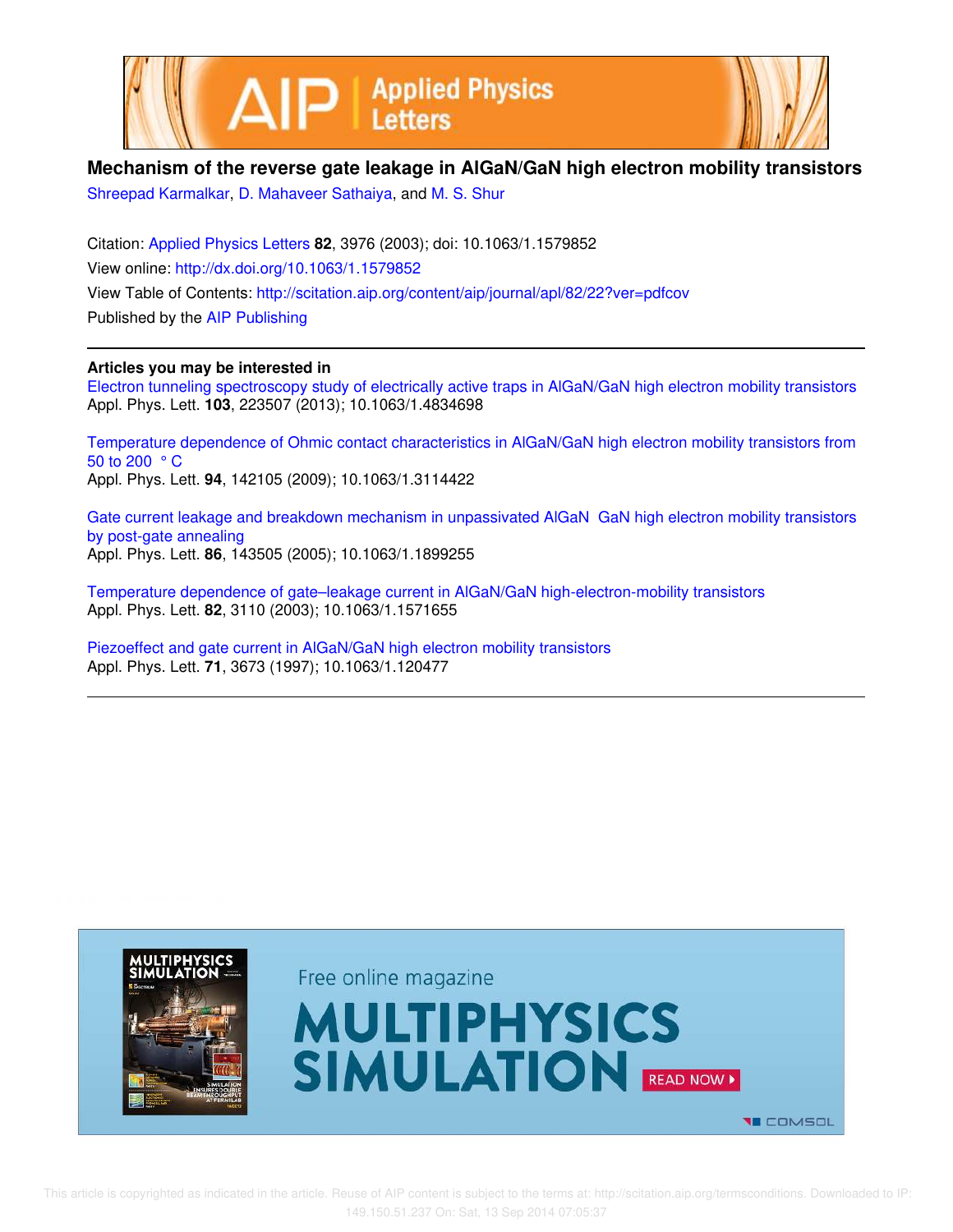# Mechanism of the reverse gate leakage in AlGaN/GaN high electron mobility transistors

Shreepad Karmalkar, D. Mahaveer Sathaiya, and M. S. Shur

Citation: Applied Physics Letters **82**, 3976 (2003); doi: 10.1063/1.1579852

View online: http://dx.doi.org/10.1063/1.1579852

View Table of Contents: http://scitation.aip.org/content/aip/journal/apl/82/22?ver=pdfcov

Published by the AIP Publishing

## Articles you may be interested in

Electron tunneling spectroscopy study of electrically active traps in AlGaN/GaN high electron mobility transistors
Appl. Phys. Lett. **103**, 223507 (2013); 10.1063/1.4834698

Temperature dependence of Ohmic contact characteristics in AlGaN/GaN high electron mobility transistors from 50 to 200 °C
Appl. Phys. Lett. **94**, 142105 (2009); 10.1063/1.3114422

Gate current leakage and breakdown mechanism in unpassivated AlGaN GaN high electron mobility transistors by post-gate annealing
Appl. Phys. Lett. **86**, 143505 (2005); 10.1063/1.1899255

Temperature dependence of gate–leakage current in AlGaN/GaN high-electron-mobility transistors
Appl. Phys. Lett. **82**, 3110 (2003); 10.1063/1.1571655

Piezoeffect and gate current in AlGaN/GaN high electron mobility transistors
Appl. Phys. Lett. **71**, 3673 (1997); 10.1063/1.120477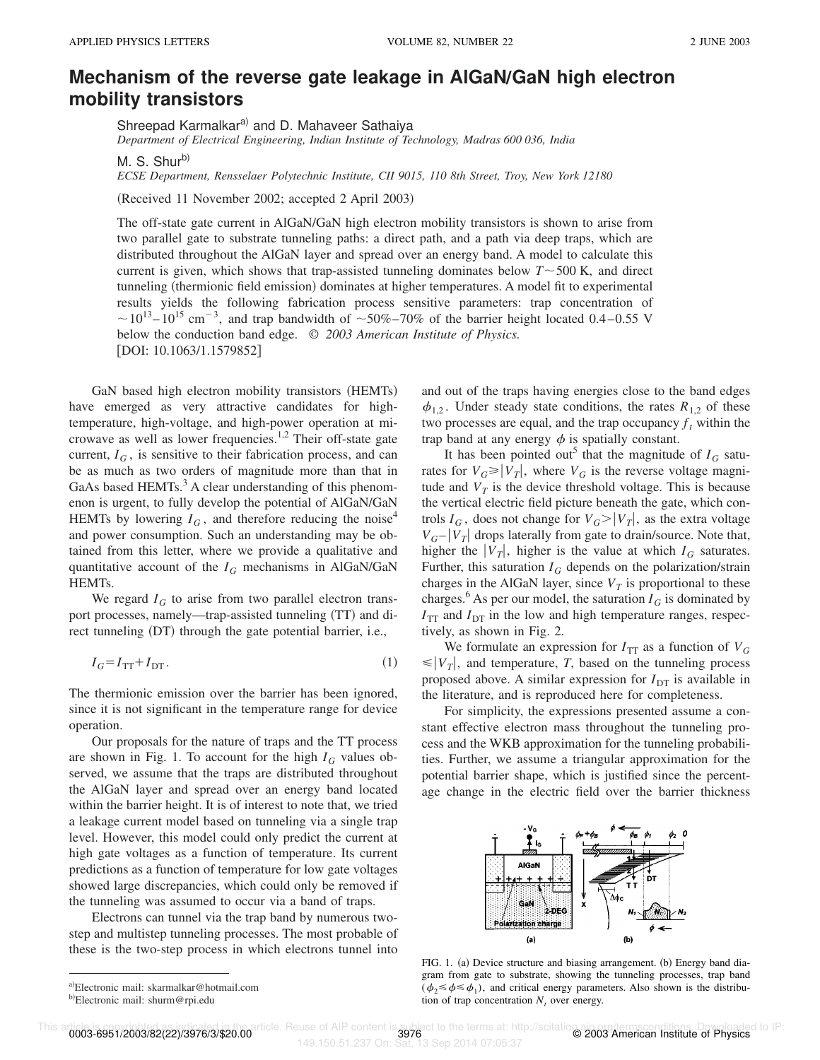# Mechanism of the reverse gate leakage in AlGaN/GaN high electron mobility transistors

Shreepad Karmalkar[a] and D. Mahaveer Sathaiya
*Department of Electrical Engineering, Indian Institute of Technology, Madras 600 036, India*

M. S. Shur[b]
*ECSE Department, Rensselaer Polytechnic Institute, CII 9015, 110 8th Street, Troy, New York 12180*

(Received 11 November 2002; accepted 2 April 2003)

The off-state gate current in AlGaN/GaN high electron mobility transistors is shown to arise from two parallel gate to substrate tunneling paths: a direct path, and a path via deep traps, which are distributed throughout the AlGaN layer and spread over an energy band. A model to calculate this current is given, which shows that trap-assisted tunneling dominates below $T \sim 500$ K, and direct tunneling (thermionic field emission) dominates at higher temperatures. A model fit to experimental results yields the following fabrication process sensitive parameters: trap concentration of $\sim 10^{13}$–$10^{15}$ cm$^{-3}$, and trap bandwidth of $\sim 50\%$–$70\%$ of the barrier height located 0.4–0.55 V below the conduction band edge. © *2003 American Institute of Physics.* [DOI: 10.1063/1.1579852]

GaN based high electron mobility transistors (HEMTs) have emerged as very attractive candidates for high-temperature, high-voltage, and high-power operation at microwave as well as lower frequencies.[1,2] Their off-state gate current, $I_G$, is sensitive to their fabrication process, and can be as much as two orders of magnitude more than that in GaAs based HEMTs.[3] A clear understanding of this phenomenon is urgent, to fully develop the potential of AlGaN/GaN HEMTs by lowering $I_G$, and therefore reducing the noise[4] and power consumption. Such an understanding may be obtained from this letter, where we provide a qualitative and quantitative account of the $I_G$ mechanisms in AlGaN/GaN HEMTs.

We regard $I_G$ to arise from two parallel electron transport processes, namely—trap-assisted tunneling (TT) and direct tunneling (DT) through the gate potential barrier, i.e.,

$$I_G = I_{TT} + I_{DT}. \tag{1}$$

The thermionic emission over the barrier has been ignored, since it is not significant in the temperature range for device operation.

Our proposals for the nature of traps and the TT process are shown in Fig. 1. To account for the high $I_G$ values observed, we assume that the traps are distributed throughout the AlGaN layer and spread over an energy band located within the barrier height. It is of interest to note that, we tried a leakage current model based on tunneling via a single trap level. However, this model could only predict the current at high gate voltages as a function of temperature. Its current predictions as a function of temperature for low gate voltages showed large discrepancies, which could only be removed if the tunneling was assumed to occur via a band of traps.

Electrons can tunnel via the trap band by numerous two-step and multistep tunneling processes. The most probable of these is the two-step process in which electrons tunnel into and out of the traps having energies close to the band edges $\phi_{1,2}$. Under steady state conditions, the rates $R_{1,2}$ of these two processes are equal, and the trap occupancy $f_t$ within the trap band at any energy $\phi$ is spatially constant.

It has been pointed out[5] that the magnitude of $I_G$ saturates for $V_G \geq |V_T|$, where $V_G$ is the reverse voltage magnitude and $V_T$ is the device threshold voltage. This is because the vertical electric field picture beneath the gate, which controls $I_G$, does not change for $V_G > |V_T|$, as the extra voltage $V_G - |V_T|$ drops laterally from gate to drain/source. Note that, higher the $|V_T|$, higher is the value at which $I_G$ saturates. Further, this saturation $I_G$ depends on the polarization/strain charges in the AlGaN layer, since $V_T$ is proportional to these charges.[6] As per our model, the saturation $I_G$ is dominated by $I_{TT}$ and $I_{DT}$ in the low and high temperature ranges, respectively, as shown in Fig. 2.

We formulate an expression for $I_{TT}$ as a function of $V_G \leq |V_T|$, and temperature, $T$, based on the tunneling process proposed above. A similar expression for $I_{DT}$ is available in the literature, and is reproduced here for completeness.

For simplicity, the expressions presented assume a constant effective electron mass throughout the tunneling process and the WKB approximation for the tunneling probabilities. Further, we assume a triangular approximation for the potential barrier shape, which is justified since the percentage change in the electric field over the barrier thickness

FIG. 1. (a) Device structure and biasing arrangement. (b) Energy band diagram from gate to substrate, showing the tunneling processes, trap band ($\phi_2 \leq \phi \leq \phi_1$), and critical energy parameters. Also shown is the distribution of trap concentration $N_t$ over energy.

[a]Electronic mail: skarmalkar@hotmail.com
[b]Electronic mail: shurm@rpi.edu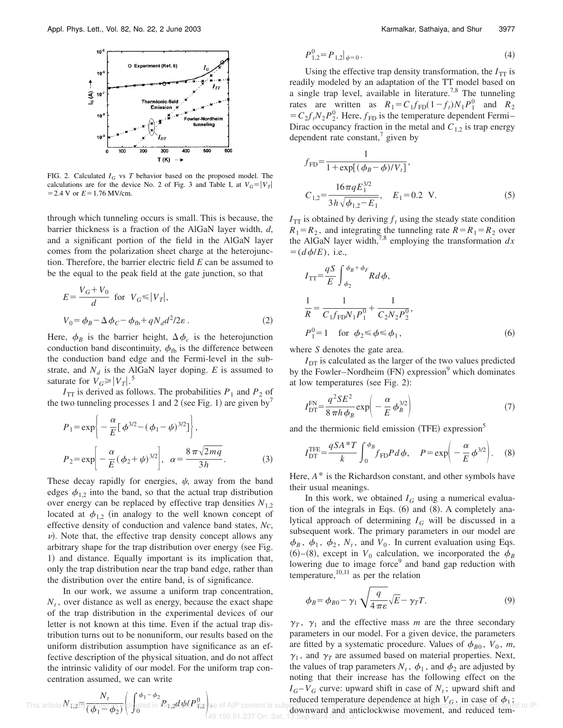FIG. 2. Calculated $I_G$ vs $T$ behavior based on the proposed model. The calculations are for the device No. 2 of Fig. 3 and Table I, at $V_G = |V_T| = 2.4$ V or $E = 1.76$ MV/cm.

through which tunneling occurs is small. This is because, the barrier thickness is a fraction of the AlGaN layer width, $d$, and a significant portion of the field in the AlGaN layer comes from the polarization sheet charge at the heterojunction. Therefore, the barrier electric field $E$ can be assumed to be the equal to the peak field at the gate junction, so that

$$E = \frac{V_G + V_0}{d} \quad \text{for} \quad V_G \leqslant |V_T|,$$

$$V_0 = \phi_B - \Delta\phi_C - \phi_{\text{fb}} + qN_d d^2/2\varepsilon . \tag{2}$$

Here, $\phi_B$ is the barrier height, $\Delta\phi_c$ is the heterojunction conduction band discontinuity, $\phi_{\text{fb}}$ is the difference between the conduction band edge and the Fermi-level in the substrate, and $N_d$ is the AlGaN layer doping. $E$ is assumed to saturate for $V_G \geqslant |V_T|$.[5]

$I_{\text{TT}}$ is derived as follows. The probabilities $P_1$ and $P_2$ of the two tunneling processes 1 and 2 (see Fig. 1) are given by[7]

$$P_1 = \exp\left\{ -\frac{\alpha}{E}\left[\phi^{3/2} - (\phi_1 - \psi)^{3/2}\right]\right\},$$

$$P_2 = \exp\left[ -\frac{\alpha}{E}(\phi_2 + \psi)^{3/2}\right], \quad \alpha = \frac{8\pi\sqrt{2mq}}{3h}. \tag{3}$$

These decay rapidly for energies, $\psi$, away from the band edges $\phi_{1,2}$ into the band, so that the actual trap distribution over energy can be replaced by effective trap densities $N_{1,2}$ located at $\phi_{1,2}$ (in analogy to the well known concept of effective density of conduction and valence band states, $Nc$, $\nu$). Note that, the effective trap density concept allows any arbitrary shape for the trap distribution over energy (see Fig. 1) and distance. Equally important is its implication that, only the trap distribution near the trap band edge, rather than the distribution over the entire band, is of significance.

In our work, we assume a uniform trap concentration, $N_t$, over distance as well as energy, because the exact shape of the trap distribution in the experimental devices of our letter is not known at this time. Even if the actual trap distribution turns out to be nonuniform, our results based on the uniform distribution assumption have significance as an effective description of the physical situation, and do not affect the intrinsic validity of our model. For the uniform trap concentration assumed, we can write

$$N_{1,2} = \frac{N_t}{(\phi_1 - \phi_2)}\left(\int_0^{\phi_1 - \phi_2} P_{1,2}\, d\psi / P_{1,2}^0\right),$$

$$P_{1,2}^0 = P_{1,2}|_{\psi=0}. \tag{4}$$

Using the effective trap density transformation, the $I_{\text{TT}}$ is readily modeled by an adaptation of the TT model based on a single trap level, available in literature.[7,8] The tunneling rates are written as $R_1 = C_1 f_{\text{FD}}(1 - f_t)N_1 P_1^0$ and $R_2 = C_2 f_t N_2 P_2^0$. Here, $f_{\text{FD}}$ is the temperature dependent Fermi–Dirac occupancy fraction in the metal and $C_{1,2}$ is trap energy dependent rate constant,[7] given by

$$f_{\text{FD}} = \frac{1}{1 + \exp[(\phi_B - \phi)/V_t]},$$

$$C_{1,2} = \frac{16\pi q E_1^{3/2}}{3h\sqrt{\phi_{1,2} - E_1}}, \quad E_1 = 0.2 \text{ V}. \tag{5}$$

$I_{\text{TT}}$ is obtained by deriving $f_t$ using the steady state condition $R_1 = R_2$, and integrating the tunneling rate $R = R_1 = R_2$ over the AlGaN layer width,[7,8] employing the transformation $dx = (d\phi/E)$, i.e.,

$$I_{\text{TT}} = \frac{qS}{E}\int_{\phi_2}^{\phi_B + \phi_F} R\, d\phi,$$

$$\frac{1}{R} = \frac{1}{C_1 f_{\text{FD}} N_1 P_1^0} + \frac{1}{C_2 N_2 P_2^0},$$

$$P_1^0 = 1 \quad \text{for} \quad \phi_2 \leqslant \phi \leqslant \phi_1, \tag{6}$$

where $S$ denotes the gate area.

$I_{\text{DT}}$ is calculated as the larger of the two values predicted by the Fowler–Nordheim (FN) expression[9] which dominates at low temperatures (see Fig. 2):

$$I_{\text{DT}}^{\text{FN}} = \frac{q^2 S E^2}{8\pi h \phi_B}\exp\left(-\frac{\alpha}{E}\phi_B^{3/2}\right) \tag{7}$$

and the thermionic field emission (TFE) expression[5]

$$I_{\text{DT}}^{\text{TFE}} = \frac{qSA^*T}{k}\int_0^{\phi_B} f_{\text{FD}} P\, d\phi, \quad P = \exp\left(-\frac{\alpha}{E}\phi^{3/2}\right). \tag{8}$$

Here, $A^*$ is the Richardson constant, and other symbols have their usual meanings.

In this work, we obtained $I_G$ using a numerical evaluation of the integrals in Eqs. (6) and (8). A completely analytical approach of determining $I_G$ will be discussed in a subsequent work. The primary parameters in our model are $\phi_B$, $\phi_1$, $\phi_2$, $N_t$, and $V_0$. In current evaluation using Eqs. (6)–(8), except in $V_0$ calculation, we incorporated the $\phi_B$ lowering due to image force[9] and band gap reduction with temperature,[10,11] as per the relation

$$\phi_B = \phi_{B0} - \gamma_1\sqrt{\frac{q}{4\pi\varepsilon}}\sqrt{E} - \gamma_T T. \tag{9}$$

$\gamma_T$, $\gamma_1$ and the effective mass $m$ are the three secondary parameters in our model. For a given device, the parameters are fitted by a systematic procedure. Values of $\phi_{B0}$, $V_0$, $m$, $\gamma_1$, and $\gamma_T$ are assumed based on material properties. Next, the values of trap parameters $N_t$, $\phi_1$, and $\phi_2$ are adjusted by noting that their increase has the following effect on the $I_G$–$V_G$ curve: upward shift in case of $N_t$; upward shift and reduced temperature dependence at high $V_G$, in case of $\phi_1$; downward and anticlockwise movement, and reduced tem-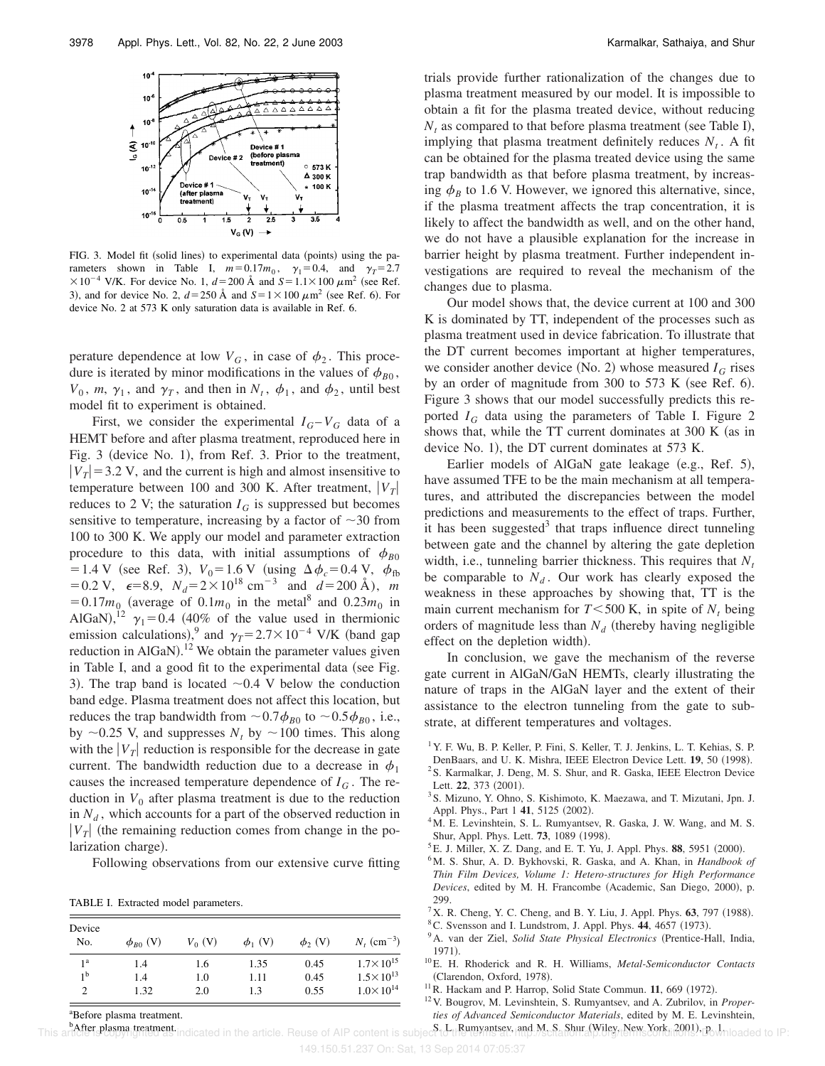$10^{-4}$
$10^{-6}$
$10^{-8}$
$10^{-10}$
$10^{-12}$
$10^{-14}$
$10^{-16}$
$I_G$ (A)
Device # 1 (before plasma treatment)
Device # 2
○ 573 K
△ 300 K
* 100 K
Device # 1 (after plasma treatment)
$V_T$ $V_T$ $V_T$
0 0.5 1 1.5 2 2.5 3 3.5 4
$V_G$ (V)

FIG. 3. Model fit (solid lines) to experimental data (points) using the parameters shown in Table I, $m=0.17m_0$, $\gamma_1=0.4$, and $\gamma_T=2.7\times10^{-4}$ V/K. For device No. 1, $d=200$ Å and $S=1.1\times100\ \mu\text{m}^2$ (see Ref. 3), and for device No. 2, $d=250$ Å and $S=1\times100\ \mu\text{m}^2$ (see Ref. 6). For device No. 2 at 573 K only saturation data is available in Ref. 6.

perature dependence at low $V_G$, in case of $\phi_2$. This procedure is iterated by minor modifications in the values of $\phi_{B0}$, $V_0$, $m$, $\gamma_1$, and $\gamma_T$, and then in $N_t$, $\phi_1$, and $\phi_2$, until best model fit to experiment is obtained.

First, we consider the experimental $I_G$–$V_G$ data of a HEMT before and after plasma treatment, reproduced here in Fig. 3 (device No. 1), from Ref. 3. Prior to the treatment, $|V_T|=3.2$ V, and the current is high and almost insensitive to temperature between 100 and 300 K. After treatment, $|V_T|$ reduces to 2 V; the saturation $I_G$ is suppressed but becomes sensitive to temperature, increasing by a factor of $\sim$30 from 100 to 300 K. We apply our model and parameter extraction procedure to this data, with initial assumptions of $\phi_{B0}=1.4$ V (see Ref. 3), $V_0=1.6$ V (using $\Delta\phi_c=0.4$ V, $\phi_{fb}=0.2$ V, $\epsilon=8.9$, $N_d=2\times10^{18}$ cm$^{-3}$ and $d=200$ Å), $m=0.17m_0$ (average of $0.1m_0$ in the metal[8] and $0.23m_0$ in AlGaN),[12] $\gamma_1=0.4$ (40% of the value used in thermionic emission calculations),[9] and $\gamma_T=2.7\times10^{-4}$ V/K (band gap reduction in AlGaN).[12] We obtain the parameter values given in Table I, and a good fit to the experimental data (see Fig. 3). The trap band is located $\sim$0.4 V below the conduction band edge. Plasma treatment does not affect this location, but reduces the trap bandwidth from $\sim0.7\phi_{B0}$ to $\sim0.5\phi_{B0}$, i.e., by $\sim$0.25 V, and suppresses $N_t$ by $\sim$100 times. This along with the $|V_T|$ reduction is responsible for the decrease in gate current. The bandwidth reduction due to a decrease in $\phi_1$ causes the increased temperature dependence of $I_G$. The reduction in $V_0$ after plasma treatment is due to the reduction in $N_d$, which accounts for a part of the observed reduction in $|V_T|$ (the remaining reduction comes from change in the polarization charge).

Following observations from our extensive curve fitting trials provide further rationalization of the changes due to plasma treatment measured by our model. It is impossible to obtain a fit for the plasma treated device, without reducing $N_t$ as compared to that before plasma treatment (see Table I), implying that plasma treatment definitely reduces $N_t$. A fit can be obtained for the plasma treated device using the same trap bandwidth as that before plasma treatment, by increasing $\phi_B$ to 1.6 V. However, we ignored this alternative, since, if the plasma treatment affects the trap concentration, it is likely to affect the bandwidth as well, and on the other hand, we do not have a plausible explanation for the increase in barrier height by plasma treatment. Further independent investigations are required to reveal the mechanism of the changes due to plasma.

TABLE I. Extracted model parameters.

| Device No. | $\phi_{B0}$ (V) | $V_0$ (V) | $\phi_1$ (V) | $\phi_2$ (V) | $N_t$ (cm$^{-3}$) |
|---|---|---|---|---|---|
| 1[a] | 1.4 | 1.6 | 1.35 | 0.45 | $1.7\times10^{15}$ |
| 1[b] | 1.4 | 1.0 | 1.11 | 0.45 | $1.5\times10^{13}$ |
| 2 | 1.32 | 2.0 | 1.3 | 0.55 | $1.0\times10^{14}$ |

[a]Before plasma treatment.
[b]After plasma treatment.

Our model shows that, the device current at 100 and 300 K is dominated by TT, independent of the processes such as plasma treatment used in device fabrication. To illustrate that the DT current becomes important at higher temperatures, we consider another device (No. 2) whose measured $I_G$ rises by an order of magnitude from 300 to 573 K (see Ref. 6). Figure 3 shows that our model successfully predicts this reported $I_G$ data using the parameters of Table I. Figure 2 shows that, while the TT current dominates at 300 K (as in device No. 1), the DT current dominates at 573 K.

Earlier models of AlGaN gate leakage (e.g., Ref. 5), have assumed TFE to be the main mechanism at all temperatures, and attributed the discrepancies between the model predictions and measurements to the effect of traps. Further, it has been suggested[3] that traps influence direct tunneling between gate and the channel by altering the gate depletion width, i.e., tunneling barrier thickness. This requires that $N_t$ be comparable to $N_d$. Our work has clearly exposed the weakness in these approaches by showing that, TT is the main current mechanism for $T<500$ K, in spite of $N_t$ being orders of magnitude less than $N_d$ (thereby having negligible effect on the depletion width).

In conclusion, we gave the mechanism of the reverse gate current in AlGaN/GaN HEMTs, clearly illustrating the nature of traps in the AlGaN layer and the extent of their assistance to the electron tunneling from the gate to substrate, at different temperatures and voltages.

[1] Y. F. Wu, B. P. Keller, P. Fini, S. Keller, T. J. Jenkins, L. T. Kehias, S. P. DenBaars, and U. K. Mishra, IEEE Electron Device Lett. **19**, 50 (1998).
[2] S. Karmalkar, J. Deng, M. S. Shur, and R. Gaska, IEEE Electron Device Lett. **22**, 373 (2001).
[3] S. Mizuno, Y. Ohno, S. Kishimoto, K. Maezawa, and T. Mizutani, Jpn. J. Appl. Phys., Part 1 **41**, 5125 (2002).
[4] M. E. Levinshtein, S. L. Rumyantsev, R. Gaska, J. W. Wang, and M. S. Shur, Appl. Phys. Lett. **73**, 1089 (1998).
[5] E. J. Miller, X. Z. Dang, and E. T. Yu, J. Appl. Phys. **88**, 5951 (2000).
[6] M. S. Shur, A. D. Bykhovski, R. Gaska, and A. Khan, in *Handbook of Thin Film Devices, Volume 1: Hetero-structures for High Performance Devices*, edited by M. H. Francombe (Academic, San Diego, 2000), p. 299.
[7] X. R. Cheng, Y. C. Cheng, and B. Y. Liu, J. Appl. Phys. **63**, 797 (1988).
[8] C. Svensson and I. Lundstrom, J. Appl. Phys. **44**, 4657 (1973).
[9] A. van der Ziel, *Solid State Physical Electronics* (Prentice-Hall, India, 1971).
[10] E. H. Rhoderick and R. H. Williams, *Metal-Semiconductor Contacts* (Clarendon, Oxford, 1978).
[11] R. Hackam and P. Harrop, Solid State Commun. **11**, 669 (1972).
[12] V. Bougrov, M. Levinshtein, S. Rumyantsev, and A. Zubrilov, in *Properties of Advanced Semiconductor Materials*, edited by M. E. Levinshtein, S. L. Rumyantsev, and M. S. Shur (Wiley, New York, 2001), p. 1.